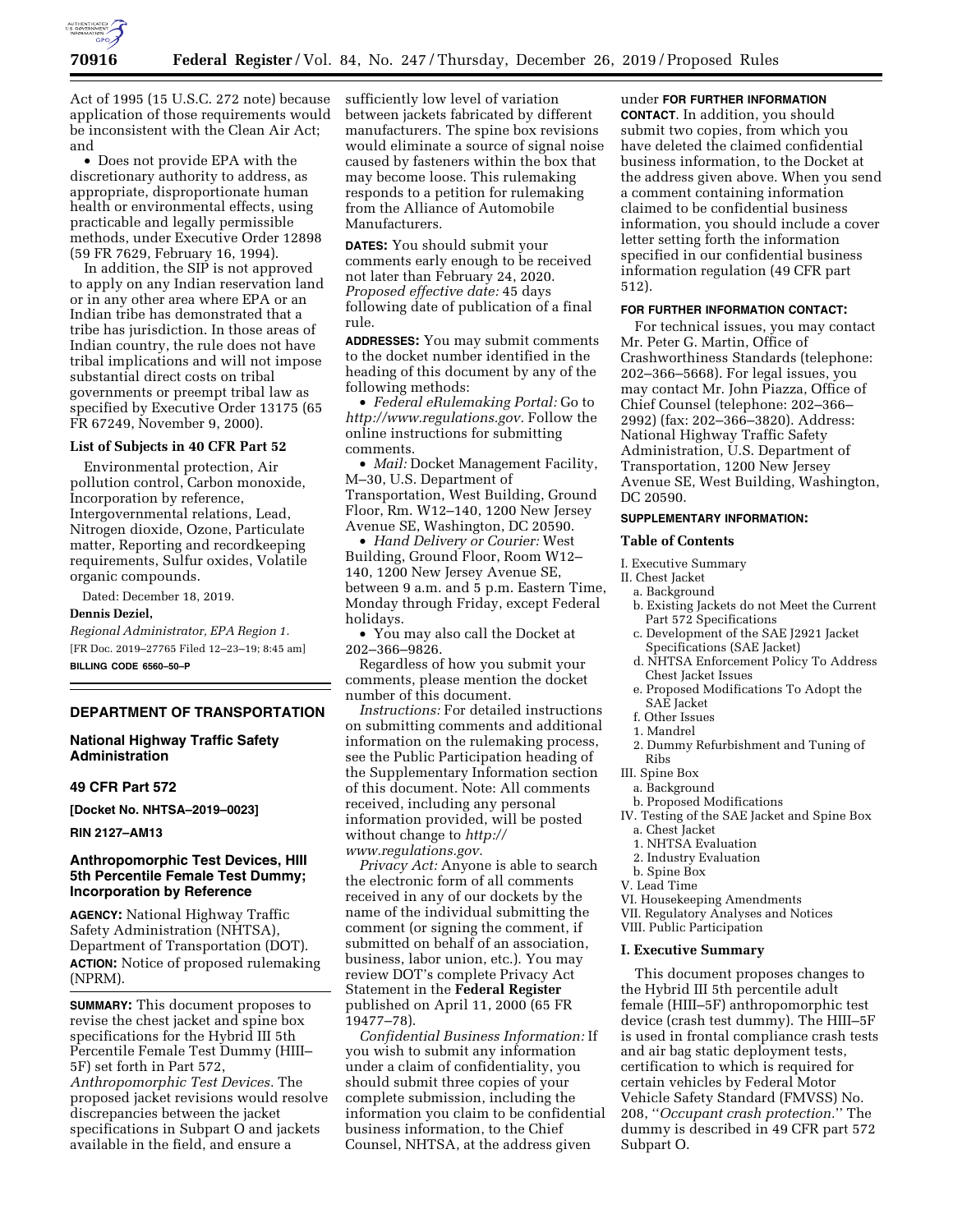Act of 1995 (15 U.S.C. 272 note) because application of those requirements would be inconsistent with the Clean Air Act; and

- Does not provide EPA with the discretionary authority to address, as appropriate, disproportionate human health or environmental effects, using practicable and legally permissible methods, under Executive Order 12898 (59 FR 7629, February 16, 1994).

In addition, the SIP is not approved to apply on any Indian reservation land or in any other area where EPA or an Indian tribe has demonstrated that a tribe has jurisdiction. In those areas of Indian country, the rule does not have tribal implications and will not impose substantial direct costs on tribal governments or preempt tribal law as specified by Executive Order 13175 (65 FR 67249, November 9, 2000).

### List of Subjects in 40 CFR Part 52

Environmental protection, Air pollution control, Carbon monoxide, Incorporation by reference, Intergovernmental relations, Lead, Nitrogen dioxide, Ozone, Particulate matter, Reporting and recordkeeping requirements, Sulfur oxides, Volatile organic compounds.

Dated: December 18, 2019.

**Dennis Deziel,**

*Regional Administrator, EPA Region 1.*

[FR Doc. 2019–27765 Filed 12–23–19; 8:45 am]

**BILLING CODE 6560–50–P**

## DEPARTMENT OF TRANSPORTATION

### National Highway Traffic Safety Administration

### 49 CFR Part 572

**[Docket No. NHTSA–2019–0023]**

**RIN 2127–AM13**

### Anthropomorphic Test Devices, HIII 5th Percentile Female Test Dummy; Incorporation by Reference

**AGENCY:** National Highway Traffic Safety Administration (NHTSA), Department of Transportation (DOT).

**ACTION:** Notice of proposed rulemaking (NPRM).

**SUMMARY:** This document proposes to revise the chest jacket and spine box specifications for the Hybrid III 5th Percentile Female Test Dummy (HIII–5F) set forth in Part 572, *Anthropomorphic Test Devices.* The proposed jacket revisions would resolve discrepancies between the jacket specifications in Subpart O and jackets available in the field, and ensure a sufficiently low level of variation between jackets fabricated by different manufacturers. The spine box revisions would eliminate a source of signal noise caused by fasteners within the box that may become loose. This rulemaking responds to a petition for rulemaking from the Alliance of Automobile Manufacturers.

**DATES:** You should submit your comments early enough to be received not later than February 24, 2020. *Proposed effective date:* 45 days following date of publication of a final rule.

**ADDRESSES:** You may submit comments to the docket number identified in the heading of this document by any of the following methods:

- *Federal eRulemaking Portal:* Go to *http://www.regulations.gov.* Follow the online instructions for submitting comments.
- *Mail:* Docket Management Facility, M–30, U.S. Department of Transportation, West Building, Ground Floor, Rm. W12–140, 1200 New Jersey Avenue SE, Washington, DC 20590.
- *Hand Delivery or Courier:* West Building, Ground Floor, Room W12–140, 1200 New Jersey Avenue SE, between 9 a.m. and 5 p.m. Eastern Time, Monday through Friday, except Federal holidays.
- You may also call the Docket at 202–366–9826.

Regardless of how you submit your comments, please mention the docket number of this document.

*Instructions:* For detailed instructions on submitting comments and additional information on the rulemaking process, see the Public Participation heading of the Supplementary Information section of this document. Note: All comments received, including any personal information provided, will be posted without change to *http://www.regulations.gov.*

*Privacy Act:* Anyone is able to search the electronic form of all comments received in any of our dockets by the name of the individual submitting the comment (or signing the comment, if submitted on behalf of an association, business, labor union, etc.). You may review DOT's complete Privacy Act Statement in the **Federal Register** published on April 11, 2000 (65 FR 19477–78).

*Confidential Business Information:* If you wish to submit any information under a claim of confidentiality, you should submit three copies of your complete submission, including the information you claim to be confidential business information, to the Chief Counsel, NHTSA, at the address given under **FOR FURTHER INFORMATION CONTACT**. In addition, you should submit two copies, from which you have deleted the claimed confidential business information, to the Docket at the address given above. When you send a comment containing information claimed to be confidential business information, you should include a cover letter setting forth the information specified in our confidential business information regulation (49 CFR part 512).

**FOR FURTHER INFORMATION CONTACT:**

For technical issues, you may contact Mr. Peter G. Martin, Office of Crashworthiness Standards (telephone: 202–366–5668). For legal issues, you may contact Mr. John Piazza, Office of Chief Counsel (telephone: 202–366–2992) (fax: 202–366–3820). Address: National Highway Traffic Safety Administration, U.S. Department of Transportation, 1200 New Jersey Avenue SE, West Building, Washington, DC 20590.

**SUPPLEMENTARY INFORMATION:**

### Table of Contents

I. Executive Summary
II. Chest Jacket
  a. Background
  b. Existing Jackets do not Meet the Current Part 572 Specifications
  c. Development of the SAE J2921 Jacket Specifications (SAE Jacket)
  d. NHTSA Enforcement Policy To Address Chest Jacket Issues
  e. Proposed Modifications To Adopt the SAE Jacket
  f. Other Issues
  1. Mandrel
  2. Dummy Refurbishment and Tuning of Ribs
III. Spine Box
  a. Background
  b. Proposed Modifications
IV. Testing of the SAE Jacket and Spine Box
  a. Chest Jacket
  1. NHTSA Evaluation
  2. Industry Evaluation
  b. Spine Box
V. Lead Time
VI. Housekeeping Amendments
VII. Regulatory Analyses and Notices
VIII. Public Participation

### I. Executive Summary

This document proposes changes to the Hybrid III 5th percentile adult female (HIII–5F) anthropomorphic test device (crash test dummy). The HIII–5F is used in frontal compliance crash tests and air bag static deployment tests, certification to which is required for certain vehicles by Federal Motor Vehicle Safety Standard (FMVSS) No. 208, ''*Occupant crash protection.*'' The dummy is described in 49 CFR part 572 Subpart O.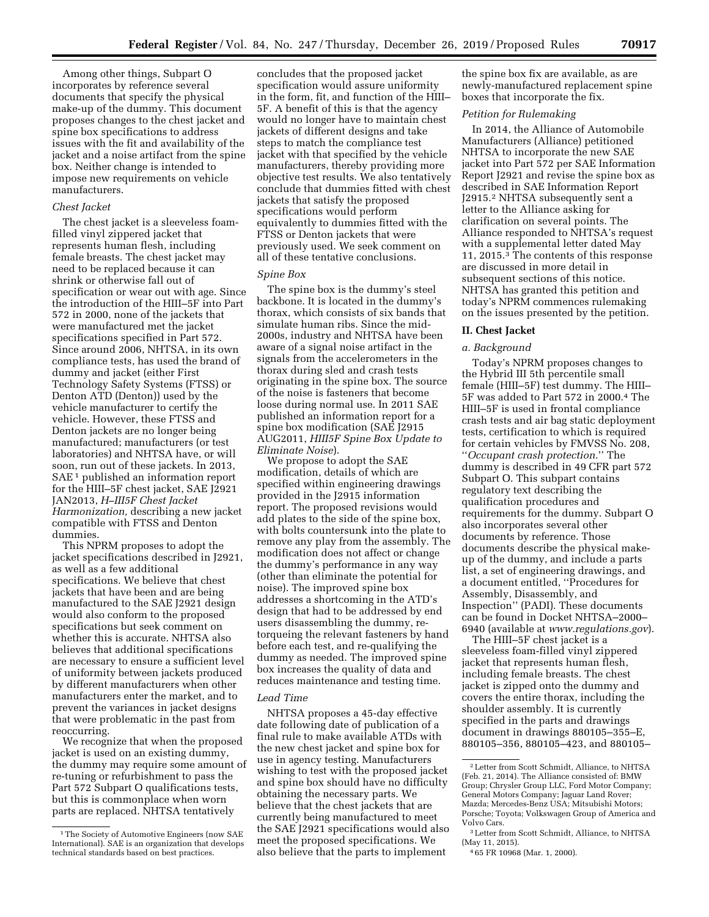Among other things, Subpart O incorporates by reference several documents that specify the physical make-up of the dummy. This document proposes changes to the chest jacket and spine box specifications to address issues with the fit and availability of the jacket and a noise artifact from the spine box. Neither change is intended to impose new requirements on vehicle manufacturers.

*Chest Jacket*

The chest jacket is a sleeveless foam-filled vinyl zippered jacket that represents human flesh, including female breasts. The chest jacket may need to be replaced because it can shrink or otherwise fall out of specification or wear out with age. Since the introduction of the HIII–5F into Part 572 in 2000, none of the jackets that were manufactured met the jacket specifications specified in Part 572. Since around 2006, NHTSA, in its own compliance tests, has used the brand of dummy and jacket (either First Technology Safety Systems (FTSS) or Denton ATD (Denton)) used by the vehicle manufacturer to certify the vehicle. However, these FTSS and Denton jackets are no longer being manufactured; manufacturers (or test laboratories) and NHTSA have, or will soon, run out of these jackets. In 2013, SAE[1] published an information report for the HIII–5F chest jacket, SAE J2921 JAN2013, *H–III5F Chest Jacket Harmonization,* describing a new jacket compatible with FTSS and Denton dummies.

This NPRM proposes to adopt the jacket specifications described in J2921, as well as a few additional specifications. We believe that chest jackets that have been and are being manufactured to the SAE J2921 design would also conform to the proposed specifications but seek comment on whether this is accurate. NHTSA also believes that additional specifications are necessary to ensure a sufficient level of uniformity between jackets produced by different manufacturers when other manufacturers enter the market, and to prevent the variances in jacket designs that were problematic in the past from reoccurring.

We recognize that when the proposed jacket is used on an existing dummy, the dummy may require some amount of re-tuning or refurbishment to pass the Part 572 Subpart O qualifications tests, but this is commonplace when worn parts are replaced. NHTSA tentatively concludes that the proposed jacket specification would assure uniformity in the form, fit, and function of the HIII–5F. A benefit of this is that the agency would no longer have to maintain chest jackets of different designs and take steps to match the compliance test jacket with that specified by the vehicle manufacturers, thereby providing more objective test results. We also tentatively conclude that dummies fitted with chest jackets that satisfy the proposed specifications would perform equivalently to dummies fitted with the FTSS or Denton jackets that were previously used. We seek comment on all of these tentative conclusions.

*Spine Box*

The spine box is the dummy's steel backbone. It is located in the dummy's thorax, which consists of six bands that simulate human ribs. Since the mid-2000s, industry and NHTSA have been aware of a signal noise artifact in the signals from the accelerometers in the thorax during sled and crash tests originating in the spine box. The source of the noise is fasteners that become loose during normal use. In 2011 SAE published an information report for a spine box modification (SAE J2915 AUG2011, *HIII5F Spine Box Update to Eliminate Noise*).

We propose to adopt the SAE modification, details of which are specified within engineering drawings provided in the J2915 information report. The proposed revisions would add plates to the side of the spine box, with bolts countersunk into the plate to remove any play from the assembly. The modification does not affect or change the dummy's performance in any way (other than eliminate the potential for noise). The improved spine box addresses a shortcoming in the ATD's design that had to be addressed by end users disassembling the dummy, re-torqueing the relevant fasteners by hand before each test, and re-qualifying the dummy as needed. The improved spine box increases the quality of data and reduces maintenance and testing time.

*Lead Time*

NHTSA proposes a 45-day effective date following date of publication of a final rule to make available ATDs with the new chest jacket and spine box for use in agency testing. Manufacturers wishing to test with the proposed jacket and spine box should have no difficulty obtaining the necessary parts. We believe that the chest jackets that are currently being manufactured to meet the SAE J2921 specifications would also meet the proposed specifications. We also believe that the parts to implement the spine box fix are available, as are newly-manufactured replacement spine boxes that incorporate the fix.

*Petition for Rulemaking*

In 2014, the Alliance of Automobile Manufacturers (Alliance) petitioned NHTSA to incorporate the new SAE jacket into Part 572 per SAE Information Report J2921 and revise the spine box as described in SAE Information Report J2915.[2] NHTSA subsequently sent a letter to the Alliance asking for clarification on several points. The Alliance responded to NHTSA's request with a supplemental letter dated May 11, 2015.[3] The contents of this response are discussed in more detail in subsequent sections of this notice. NHTSA has granted this petition and today's NPRM commences rulemaking on the issues presented by the petition.

## II. Chest Jacket

### *a. Background*

Today's NPRM proposes changes to the Hybrid III 5th percentile small female (HIII–5F) test dummy. The HIII–5F was added to Part 572 in 2000.[4] The HIII–5F is used in frontal compliance crash tests and air bag static deployment tests, certification to which is required for certain vehicles by FMVSS No. 208, "*Occupant crash protection.*" The dummy is described in 49 CFR part 572 Subpart O. This subpart contains regulatory text describing the qualification procedures and requirements for the dummy. Subpart O also incorporates several other documents by reference. Those documents describe the physical make-up of the dummy, and include a parts list, a set of engineering drawings, and a document entitled, "Procedures for Assembly, Disassembly, and Inspection" (PADI). These documents can be found in Docket NHTSA–2000–6940 (available at *www.regulations.gov*).

The HIII–5F chest jacket is a sleeveless foam-filled vinyl zippered jacket that represents human flesh, including female breasts. The chest jacket is zipped onto the dummy and covers the entire thorax, including the shoulder assembly. It is currently specified in the parts and drawings document in drawings 880105–355–E, 880105–356, 880105–423, and 880105–

---

[1] The Society of Automotive Engineers (now SAE International). SAE is an organization that develops technical standards based on best practices.

[2] Letter from Scott Schmidt, Alliance, to NHTSA (Feb. 21, 2014). The Alliance consisted of: BMW Group; Chrysler Group LLC, Ford Motor Company; General Motors Company; Jaguar Land Rover; Mazda; Mercedes-Benz USA; Mitsubishi Motors; Porsche; Toyota; Volkswagen Group of America and Volvo Cars.

[3] Letter from Scott Schmidt, Alliance, to NHTSA (May 11, 2015).

[4] 65 FR 10968 (Mar. 1, 2000).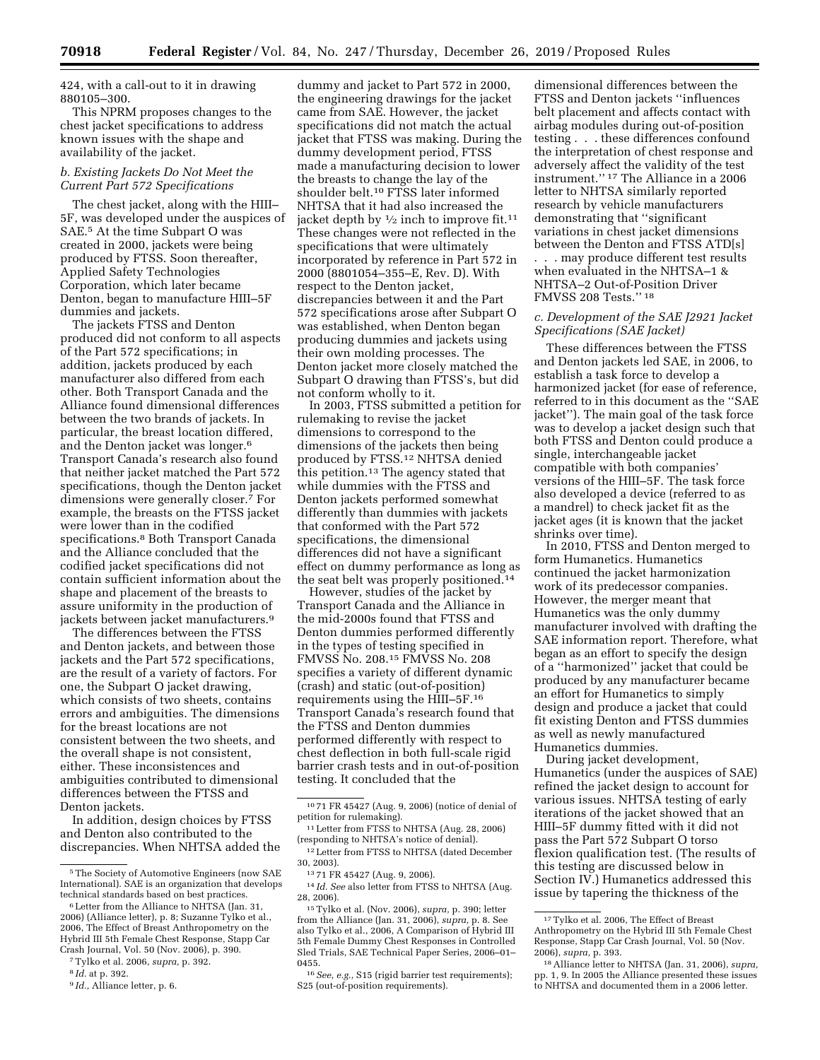424, with a call-out to it in drawing 880105–300.

This NPRM proposes changes to the chest jacket specifications to address known issues with the shape and availability of the jacket.

### *b. Existing Jackets Do Not Meet the Current Part 572 Specifications*

The chest jacket, along with the HIII–5F, was developed under the auspices of SAE.[5] At the time Subpart O was created in 2000, jackets were being produced by FTSS. Soon thereafter, Applied Safety Technologies Corporation, which later became Denton, began to manufacture HIII–5F dummies and jackets.

The jackets FTSS and Denton produced did not conform to all aspects of the Part 572 specifications; in addition, jackets produced by each manufacturer also differed from each other. Both Transport Canada and the Alliance found dimensional differences between the two brands of jackets. In particular, the breast location differed, and the Denton jacket was longer.[6] Transport Canada's research also found that neither jacket matched the Part 572 specifications, though the Denton jacket dimensions were generally closer.[7] For example, the breasts on the FTSS jacket were lower than in the codified specifications.[8] Both Transport Canada and the Alliance concluded that the codified jacket specifications did not contain sufficient information about the shape and placement of the breasts to assure uniformity in the production of jackets between jacket manufacturers.[9]

The differences between the FTSS and Denton jackets, and between those jackets and the Part 572 specifications, are the result of a variety of factors. For one, the Subpart O jacket drawing, which consists of two sheets, contains errors and ambiguities. The dimensions for the breast locations are not consistent between the two sheets, and the overall shape is not consistent, either. These inconsistences and ambiguities contributed to dimensional differences between the FTSS and Denton jackets.

In addition, design choices by FTSS and Denton also contributed to the discrepancies. When NHTSA added the dummy and jacket to Part 572 in 2000, the engineering drawings for the jacket came from SAE. However, the jacket specifications did not match the actual jacket that FTSS was making. During the dummy development period, FTSS made a manufacturing decision to lower the breasts to change the lay of the shoulder belt.[10] FTSS later informed NHTSA that it had also increased the jacket depth by ½ inch to improve fit.[11] These changes were not reflected in the specifications that were ultimately incorporated by reference in Part 572 in 2000 (8801054–355–E, Rev. D). With respect to the Denton jacket, discrepancies between it and the Part 572 specifications arose after Subpart O was established, when Denton began producing dummies and jackets using their own molding processes. The Denton jacket more closely matched the Subpart O drawing than FTSS's, but did not conform wholly to it.

In 2003, FTSS submitted a petition for rulemaking to revise the jacket dimensions to correspond to the dimensions of the jackets then being produced by FTSS.[12] NHTSA denied this petition.[13] The agency stated that while dummies with the FTSS and Denton jackets performed somewhat differently than dummies with jackets that conformed with the Part 572 specifications, the dimensional differences did not have a significant effect on dummy performance as long as the seat belt was properly positioned.[14]

However, studies of the jacket by Transport Canada and the Alliance in the mid-2000s found that FTSS and Denton dummies performed differently in the types of testing specified in FMVSS No. 208.[15] FMVSS No. 208 specifies a variety of different dynamic (crash) and static (out-of-position) requirements using the HIII–5F.[16] Transport Canada's research found that the FTSS and Denton dummies performed differently with respect to chest deflection in both full-scale rigid barrier crash tests and in out-of-position testing. It concluded that the dimensional differences between the FTSS and Denton jackets "influences belt placement and affects contact with airbag modules during out-of-position testing . . . these differences confound the interpretation of chest response and adversely affect the validity of the test instrument."[17] The Alliance in a 2006 letter to NHTSA similarly reported research by vehicle manufacturers demonstrating that "significant variations in chest jacket dimensions between the Denton and FTSS ATD[s] . . . may produce different test results when evaluated in the NHTSA–1 & NHTSA–2 Out-of-Position Driver FMVSS 208 Tests."[18]

### *c. Development of the SAE J2921 Jacket Specifications (SAE Jacket)*

These differences between the FTSS and Denton jackets led SAE, in 2006, to establish a task force to develop a harmonized jacket (for ease of reference, referred to in this document as the "SAE jacket"). The main goal of the task force was to develop a jacket design such that both FTSS and Denton could produce a single, interchangeable jacket compatible with both companies' versions of the HIII–5F. The task force also developed a device (referred to as a mandrel) to check jacket fit as the jacket ages (it is known that the jacket shrinks over time).

In 2010, FTSS and Denton merged to form Humanetics. Humanetics continued the jacket harmonization work of its predecessor companies. However, the merger meant that Humanetics was the only dummy manufacturer involved with drafting the SAE information report. Therefore, what began as an effort to specify the design of a "harmonized" jacket that could be produced by any manufacturer became an effort for Humanetics to simply design and produce a jacket that could fit existing Denton and FTSS dummies as well as newly manufactured Humanetics dummies.

During jacket development, Humanetics (under the auspices of SAE) refined the jacket design to account for various issues. NHTSA testing of early iterations of the jacket showed that an HIII–5F dummy fitted with it did not pass the Part 572 Subpart O torso flexion qualification test. (The results of this testing are discussed below in Section IV.) Humanetics addressed this issue by tapering the thickness of the

---

[5] The Society of Automotive Engineers (now SAE International). SAE is an organization that develops technical standards based on best practices.

[6] Letter from the Alliance to NHTSA (Jan. 31, 2006) (Alliance letter), p. 8; Suzanne Tylko et al., 2006, The Effect of Breast Anthropometry on the Hybrid III 5th Female Chest Response, Stapp Car Crash Journal, Vol. 50 (Nov. 2006), p. 390.

[7] Tylko et al. 2006, *supra,* p. 392.

[8] *Id.* at p. 392.

[9] *Id.,* Alliance letter, p. 6.

[10] 71 FR 45427 (Aug. 9, 2006) (notice of denial of petition for rulemaking).

[11] Letter from FTSS to NHTSA (Aug. 28, 2006) (responding to NHTSA's notice of denial).

[12] Letter from FTSS to NHTSA (dated December 30, 2003).

[13] 71 FR 45427 (Aug. 9, 2006).

[14] *Id. See* also letter from FTSS to NHTSA (Aug. 28, 2006).

[15] Tylko et al. (Nov. 2006), *supra,* p. 390; letter from the Alliance (Jan. 31, 2006), *supra,* p. 8. See also Tylko et al., 2006, A Comparison of Hybrid III 5th Female Dummy Chest Responses in Controlled Sled Trials, SAE Technical Paper Series, 2006–01–0455.

[16] *See, e.g.,* S15 (rigid barrier test requirements); S25 (out-of-position requirements).

[17] Tylko et al. 2006, The Effect of Breast Anthropometry on the Hybrid III 5th Female Chest Response, Stapp Car Crash Journal, Vol. 50 (Nov. 2006), *supra,* p. 393.

[18] Alliance letter to NHTSA (Jan. 31, 2006), *supra,* pp. 1, 9. In 2005 the Alliance presented these issues to NHTSA and documented them in a 2006 letter.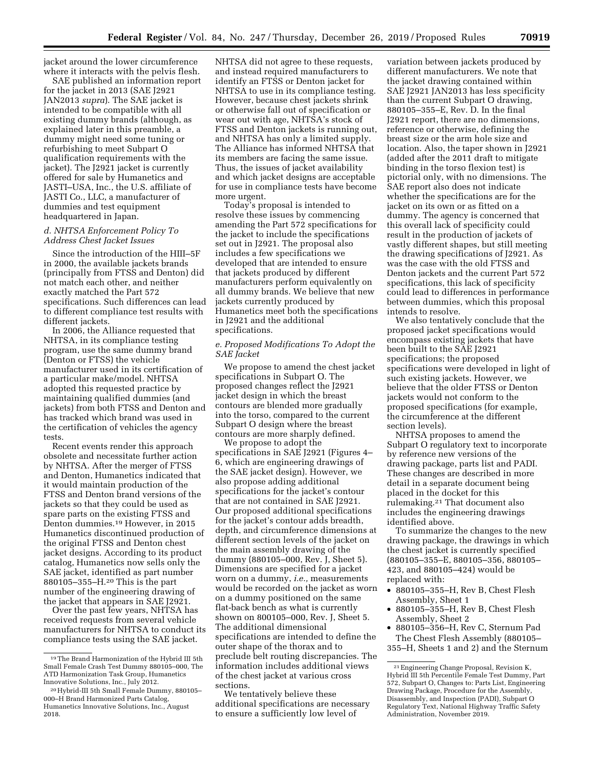jacket around the lower circumference where it interacts with the pelvis flesh.

SAE published an information report for the jacket in 2013 (SAE J2921 JAN2013 *supra*). The SAE jacket is intended to be compatible with all existing dummy brands (although, as explained later in this preamble, a dummy might need some tuning or refurbishing to meet Subpart O qualification requirements with the jacket). The J2921 jacket is currently offered for sale by Humanetics and JASTI–USA, Inc., the U.S. affiliate of JASTI Co., LLC, a manufacturer of dummies and test equipment headquartered in Japan.

### *d. NHTSA Enforcement Policy To Address Chest Jacket Issues*

Since the introduction of the HIII–5F in 2000, the available jackets brands (principally from FTSS and Denton) did not match each other, and neither exactly matched the Part 572 specifications. Such differences can lead to different compliance test results with different jackets.

In 2006, the Alliance requested that NHTSA, in its compliance testing program, use the same dummy brand (Denton or FTSS) the vehicle manufacturer used in its certification of a particular make/model. NHTSA adopted this requested practice by maintaining qualified dummies (and jackets) from both FTSS and Denton and has tracked which brand was used in the certification of vehicles the agency tests.

Recent events render this approach obsolete and necessitate further action by NHTSA. After the merger of FTSS and Denton, Humanetics indicated that it would maintain production of the FTSS and Denton brand versions of the jackets so that they could be used as spare parts on the existing FTSS and Denton dummies.[19] However, in 2015 Humanetics discontinued production of the original FTSS and Denton chest jacket designs. According to its product catalog, Humanetics now sells only the SAE jacket, identified as part number 880105–355–H.[20] This is the part number of the engineering drawing of the jacket that appears in SAE J2921.

Over the past few years, NHTSA has received requests from several vehicle manufacturers for NHTSA to conduct its compliance tests using the SAE jacket. NHTSA did not agree to these requests, and instead required manufacturers to identify an FTSS or Denton jacket for NHTSA to use in its compliance testing. However, because chest jackets shrink or otherwise fall out of specification or wear out with age, NHTSA's stock of FTSS and Denton jackets is running out, and NHTSA has only a limited supply. The Alliance has informed NHTSA that its members are facing the same issue. Thus, the issues of jacket availability and which jacket designs are acceptable for use in compliance tests have become more urgent.

Today's proposal is intended to resolve these issues by commencing amending the Part 572 specifications for the jacket to include the specifications set out in J2921. The proposal also includes a few specifications we developed that are intended to ensure that jackets produced by different manufacturers perform equivalently on all dummy brands. We believe that new jackets currently produced by Humanetics meet both the specifications in J2921 and the additional specifications.

### *e. Proposed Modifications To Adopt the SAE Jacket*

We propose to amend the chest jacket specifications in Subpart O. The proposed changes reflect the J2921 jacket design in which the breast contours are blended more gradually into the torso, compared to the current Subpart O design where the breast contours are more sharply defined.

We propose to adopt the specifications in SAE J2921 (Figures 4–6, which are engineering drawings of the SAE jacket design). However, we also propose adding additional specifications for the jacket's contour that are not contained in SAE J2921. Our proposed additional specifications for the jacket's contour adds breadth, depth, and circumference dimensions at different section levels of the jacket on the main assembly drawing of the dummy (880105–000, Rev. J, Sheet 5). Dimensions are specified for a jacket worn on a dummy, *i.e.,* measurements would be recorded on the jacket as worn on a dummy positioned on the same flat-back bench as what is currently shown on 800105–000, Rev. J, Sheet 5. The additional dimensional specifications are intended to define the outer shape of the thorax and to preclude belt routing discrepancies. The information includes additional views of the chest jacket at various cross sections.

We tentatively believe these additional specifications are necessary to ensure a sufficiently low level of variation between jackets produced by different manufacturers. We note that the jacket drawing contained within SAE J2921 JAN2013 has less specificity than the current Subpart O drawing, 880105–355–E, Rev. D. In the final J2921 report, there are no dimensions, reference or otherwise, defining the breast size or the arm hole size and location. Also, the taper shown in J2921 (added after the 2011 draft to mitigate binding in the torso flexion test) is pictorial only, with no dimensions. The SAE report also does not indicate whether the specifications are for the jacket on its own or as fitted on a dummy. The agency is concerned that this overall lack of specificity could result in the production of jackets of vastly different shapes, but still meeting the drawing specifications of J2921. As was the case with the old FTSS and Denton jackets and the current Part 572 specifications, this lack of specificity could lead to differences in performance between dummies, which this proposal intends to resolve.

We also tentatively conclude that the proposed jacket specifications would encompass existing jackets that have been built to the SAE J2921 specifications; the proposed specifications were developed in light of such existing jackets. However, we believe that the older FTSS or Denton jackets would not conform to the proposed specifications (for example, the circumference at the different section levels).

NHTSA proposes to amend the Subpart O regulatory text to incorporate by reference new versions of the drawing package, parts list and PADI. These changes are described in more detail in a separate document being placed in the docket for this rulemaking.[21] That document also includes the engineering drawings identified above.

To summarize the changes to the new drawing package, the drawings in which the chest jacket is currently specified (880105–355–E, 880105–356, 880105–423, and 880105–424) would be replaced with:

- 880105–355–H, Rev B, Chest Flesh Assembly, Sheet 1
- 880105–355–H, Rev B, Chest Flesh Assembly, Sheet 2
- 880105–356–H, Rev C, Sternum Pad

The Chest Flesh Assembly (880105–355–H, Sheets 1 and 2) and the Sternum

---

[19] The Brand Harmonization of the Hybrid III 5th Small Female Crash Test Dummy 880105–000, The ATD Harmonization Task Group, Humanetics Innovative Solutions, Inc., July 2012.

[20] Hybrid-III 5th Small Female Dummy, 880105–000–H Brand Harmonized Parts Catalog, Humanetics Innovative Solutions, Inc., August 2018.

[21] Engineering Change Proposal, Revision K, Hybrid III 5th Percentile Female Test Dummy, Part 572, Subpart O, Changes to: Parts List, Engineering Drawing Package, Procedure for the Assembly, Disassembly, and Inspection (PADI), Subpart O Regulatory Text, National Highway Traffic Safety Administration, November 2019.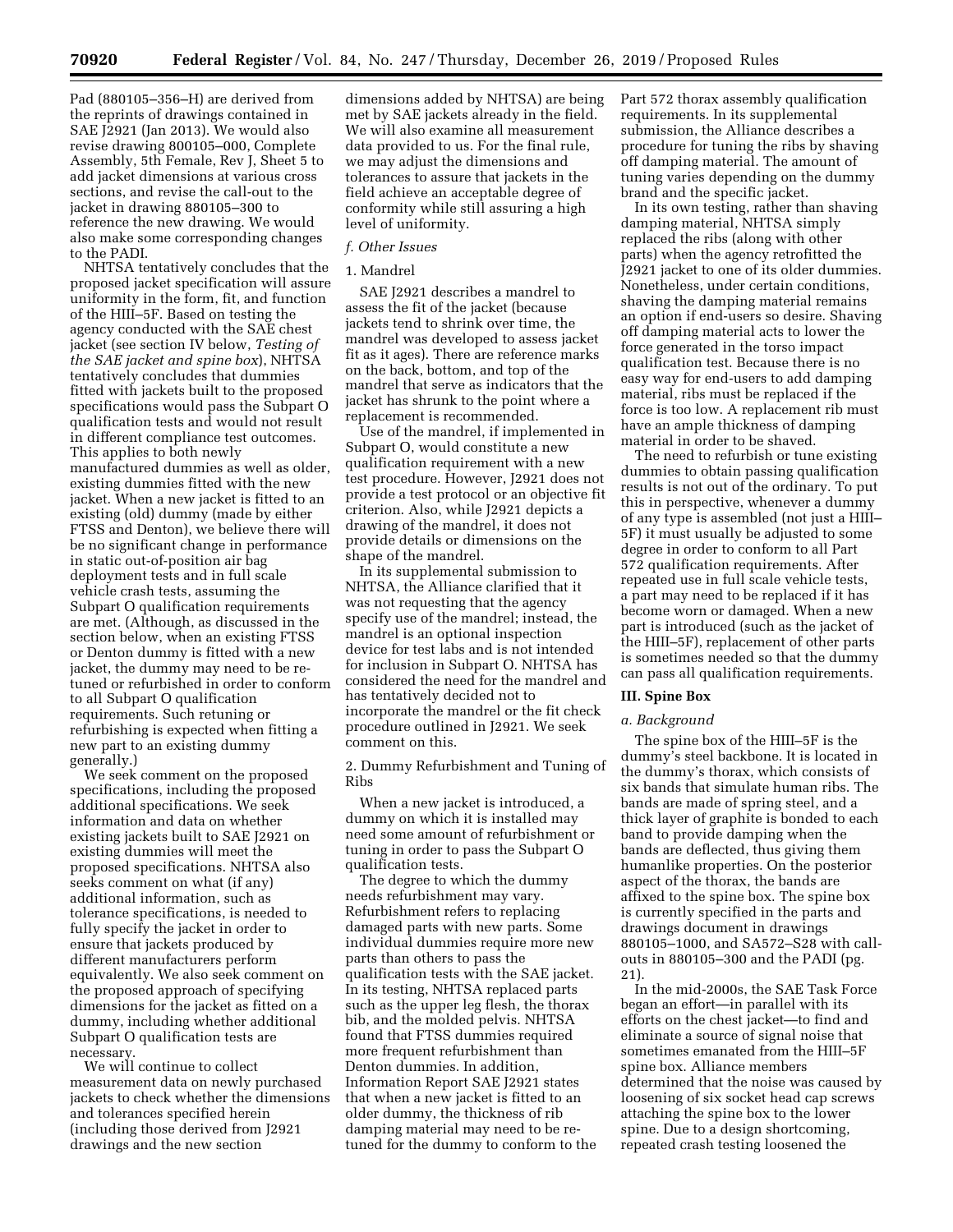Pad (880105–356–H) are derived from the reprints of drawings contained in SAE J2921 (Jan 2013). We would also revise drawing 800105–000, Complete Assembly, 5th Female, Rev J, Sheet 5 to add jacket dimensions at various cross sections, and revise the call-out to the jacket in drawing 880105–300 to reference the new drawing. We would also make some corresponding changes to the PADI.

NHTSA tentatively concludes that the proposed jacket specification will assure uniformity in the form, fit, and function of the HIII–5F. Based on testing the agency conducted with the SAE chest jacket (see section IV below, *Testing of the SAE jacket and spine box*), NHTSA tentatively concludes that dummies fitted with jackets built to the proposed specifications would pass the Subpart O qualification tests and would not result in different compliance test outcomes. This applies to both newly manufactured dummies as well as older, existing dummies fitted with the new jacket. When a new jacket is fitted to an existing (old) dummy (made by either FTSS and Denton), we believe there will be no significant change in performance in static out-of-position air bag deployment tests and in full scale vehicle crash tests, assuming the Subpart O qualification requirements are met. (Although, as discussed in the section below, when an existing FTSS or Denton dummy is fitted with a new jacket, the dummy may need to be re-tuned or refurbished in order to conform to all Subpart O qualification requirements. Such retuning or refurbishing is expected when fitting a new part to an existing dummy generally.)

We seek comment on the proposed specifications, including the proposed additional specifications. We seek information and data on whether existing jackets built to SAE J2921 on existing dummies will meet the proposed specifications. NHTSA also seeks comment on what (if any) additional information, such as tolerance specifications, is needed to fully specify the jacket in order to ensure that jackets produced by different manufacturers perform equivalently. We also seek comment on the proposed approach of specifying dimensions for the jacket as fitted on a dummy, including whether additional Subpart O qualification tests are necessary.

We will continue to collect measurement data on newly purchased jackets to check whether the dimensions and tolerances specified herein (including those derived from J2921 drawings and the new section dimensions added by NHTSA) are being met by SAE jackets already in the field. We will also examine all measurement data provided to us. For the final rule, we may adjust the dimensions and tolerances to assure that jackets in the field achieve an acceptable degree of conformity while still assuring a high level of uniformity.

#### *f. Other Issues*

1. Mandrel

SAE J2921 describes a mandrel to assess the fit of the jacket (because jackets tend to shrink over time, the mandrel was developed to assess jacket fit as it ages). There are reference marks on the back, bottom, and top of the mandrel that serve as indicators that the jacket has shrunk to the point where a replacement is recommended.

Use of the mandrel, if implemented in Subpart O, would constitute a new qualification requirement with a new test procedure. However, J2921 does not provide a test protocol or an objective fit criterion. Also, while J2921 depicts a drawing of the mandrel, it does not provide details or dimensions on the shape of the mandrel.

In its supplemental submission to NHTSA, the Alliance clarified that it was not requesting that the agency specify use of the mandrel; instead, the mandrel is an optional inspection device for test labs and is not intended for inclusion in Subpart O. NHTSA has considered the need for the mandrel and has tentatively decided not to incorporate the mandrel or the fit check procedure outlined in J2921. We seek comment on this.

2. Dummy Refurbishment and Tuning of Ribs

When a new jacket is introduced, a dummy on which it is installed may need some amount of refurbishment or tuning in order to pass the Subpart O qualification tests.

The degree to which the dummy needs refurbishment may vary. Refurbishment refers to replacing damaged parts with new parts. Some individual dummies require more new parts than others to pass the qualification tests with the SAE jacket. In its testing, NHTSA replaced parts such as the upper leg flesh, the thorax bib, and the molded pelvis. NHTSA found that FTSS dummies required more frequent refurbishment than Denton dummies. In addition, Information Report SAE J2921 states that when a new jacket is fitted to an older dummy, the thickness of rib damping material may need to be re-tuned for the dummy to conform to the Part 572 thorax assembly qualification requirements. In its supplemental submission, the Alliance describes a procedure for tuning the ribs by shaving off damping material. The amount of tuning varies depending on the dummy brand and the specific jacket.

In its own testing, rather than shaving damping material, NHTSA simply replaced the ribs (along with other parts) when the agency retrofitted the J2921 jacket to one of its older dummies. Nonetheless, under certain conditions, shaving the damping material remains an option if end-users so desire. Shaving off damping material acts to lower the force generated in the torso impact qualification test. Because there is no easy way for end-users to add damping material, ribs must be replaced if the force is too low. A replacement rib must have an ample thickness of damping material in order to be shaved.

The need to refurbish or tune existing dummies to obtain passing qualification results is not out of the ordinary. To put this in perspective, whenever a dummy of any type is assembled (not just a HIII–5F) it must usually be adjusted to some degree in order to conform to all Part 572 qualification requirements. After repeated use in full scale vehicle tests, a part may need to be replaced if it has become worn or damaged. When a new part is introduced (such as the jacket of the HIII–5F), replacement of other parts is sometimes needed so that the dummy can pass all qualification requirements.

### III. Spine Box

#### *a. Background*

The spine box of the HIII–5F is the dummy's steel backbone. It is located in the dummy's thorax, which consists of six bands that simulate human ribs. The bands are made of spring steel, and a thick layer of graphite is bonded to each band to provide damping when the bands are deflected, thus giving them humanlike properties. On the posterior aspect of the thorax, the bands are affixed to the spine box. The spine box is currently specified in the parts and drawings document in drawings 880105–1000, and SA572–S28 with call-outs in 880105–300 and the PADI (pg. 21).

In the mid-2000s, the SAE Task Force began an effort—in parallel with its efforts on the chest jacket—to find and eliminate a source of signal noise that sometimes emanated from the HIII–5F spine box. Alliance members determined that the noise was caused by loosening of six socket head cap screws attaching the spine box to the lower spine. Due to a design shortcoming, repeated crash testing loosened the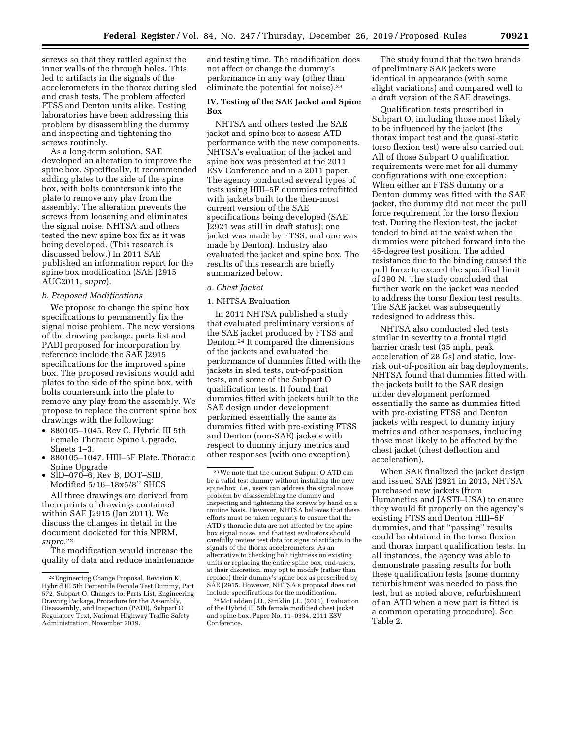screws so that they rattled against the inner walls of the through holes. This led to artifacts in the signals of the accelerometers in the thorax during sled and crash tests. The problem affected FTSS and Denton units alike. Testing laboratories have been addressing this problem by disassembling the dummy and inspecting and tightening the screws routinely.

As a long-term solution, SAE developed an alteration to improve the spine box. Specifically, it recommended adding plates to the side of the spine box, with bolts countersunk into the plate to remove any play from the assembly. The alteration prevents the screws from loosening and eliminates the signal noise. NHTSA and others tested the new spine box fix as it was being developed. (This research is discussed below.) In 2011 SAE published an information report for the spine box modification (SAE J2915 AUG2011, *supra*).

*b. Proposed Modifications*

We propose to change the spine box specifications to permanently fix the signal noise problem. The new versions of the drawing package, parts list and PADI proposed for incorporation by reference include the SAE J2915 specifications for the improved spine box. The proposed revisions would add plates to the side of the spine box, with bolts countersunk into the plate to remove any play from the assembly. We propose to replace the current spine box drawings with the following:

- 880105–1045, Rev C, Hybrid III 5th Female Thoracic Spine Upgrade, Sheets 1–3.
- 880105–1047, HIII–5F Plate, Thoracic Spine Upgrade
- SID–070–6, Rev B, DOT–SID, Modified 5/16–18x5/8'' SHCS

All three drawings are derived from the reprints of drawings contained within SAE J2915 (Jan 2011). We discuss the changes in detail in the document docketed for this NPRM, *supra*.[22]

The modification would increase the quality of data and reduce maintenance and testing time. The modification does not affect or change the dummy's performance in any way (other than eliminate the potential for noise).[23]

**IV. Testing of the SAE Jacket and Spine Box**

NHTSA and others tested the SAE jacket and spine box to assess ATD performance with the new components. NHTSA's evaluation of the jacket and spine box was presented at the 2011 ESV Conference and in a 2011 paper. The agency conducted several types of tests using HIII–5F dummies retrofitted with jackets built to the then-most current version of the SAE specifications being developed (SAE J2921 was still in draft status); one jacket was made by FTSS, and one was made by Denton. Industry also evaluated the jacket and spine box. The results of this research are briefly summarized below.

*a. Chest Jacket*

1. NHTSA Evaluation

In 2011 NHTSA published a study that evaluated preliminary versions of the SAE jacket produced by FTSS and Denton.[24] It compared the dimensions of the jackets and evaluated the performance of dummies fitted with the jackets in sled tests, out-of-position tests, and some of the Subpart O qualification tests. It found that dummies fitted with jackets built to the SAE design under development performed essentially the same as dummies fitted with pre-existing FTSS and Denton (non-SAE) jackets with respect to dummy injury metrics and other responses (with one exception).

The study found that the two brands of preliminary SAE jackets were identical in appearance (with some slight variations) and compared well to a draft version of the SAE drawings.

Qualification tests prescribed in Subpart O, including those most likely to be influenced by the jacket (the thorax impact test and the quasi-static torso flexion test) were also carried out. All of those Subpart O qualification requirements were met for all dummy configurations with one exception: When either an FTSS dummy or a Denton dummy was fitted with the SAE jacket, the dummy did not meet the pull force requirement for the torso flexion test. During the flexion test, the jacket tended to bind at the waist when the dummies were pitched forward into the 45-degree test position. The added resistance due to the binding caused the pull force to exceed the specified limit of 390 N. The study concluded that further work on the jacket was needed to address the torso flexion test results. The SAE jacket was subsequently redesigned to address this.

NHTSA also conducted sled tests similar in severity to a frontal rigid barrier crash test (35 mph, peak acceleration of 28 Gs) and static, low-risk out-of-position air bag deployments. NHTSA found that dummies fitted with the jackets built to the SAE design under development performed essentially the same as dummies fitted with pre-existing FTSS and Denton jackets with respect to dummy injury metrics and other responses, including those most likely to be affected by the chest jacket (chest deflection and acceleration).

When SAE finalized the jacket design and issued SAE J2921 in 2013, NHTSA purchased new jackets (from Humanetics and JASTI–USA) to ensure they would fit properly on the agency's existing FTSS and Denton HIII–5F dummies, and that ''passing'' results could be obtained in the torso flexion and thorax impact qualification tests. In all instances, the agency was able to demonstrate passing results for both these qualification tests (some dummy refurbishment was needed to pass the test, but as noted above, refurbishment of an ATD when a new part is fitted is a common operating procedure). See Table 2.

---

[22] Engineering Change Proposal, Revision K, Hybrid III 5th Percentile Female Test Dummy, Part 572, Subpart O, Changes to: Parts List, Engineering Drawing Package, Procedure for the Assembly, Disassembly, and Inspection (PADI), Subpart O Regulatory Text, National Highway Traffic Safety Administration, November 2019.

[23] We note that the current Subpart O ATD can be a valid test dummy without installing the new spine box, *i.e.*, users can address the signal noise problem by disassembling the dummy and inspecting and tightening the screws by hand on a routine basis. However, NHTSA believes that these efforts must be taken regularly to ensure that the ATD's thoracic data are not affected by the spine box signal noise, and that test evaluators should carefully review test data for signs of artifacts in the signals of the thorax accelerometers. As an alternative to checking bolt tightness on existing units or replacing the entire spine box, end-users, at their discretion, may opt to modify (rather than replace) their dummy's spine box as prescribed by SAE J2915. However, NHTSA's proposal does not include specifications for the modification.

[24] McFadden J.D., Striklin J.L. (2011), Evaluation of the Hybrid III 5th female modified chest jacket and spine box, Paper No. 11–0334, 2011 ESV Conference.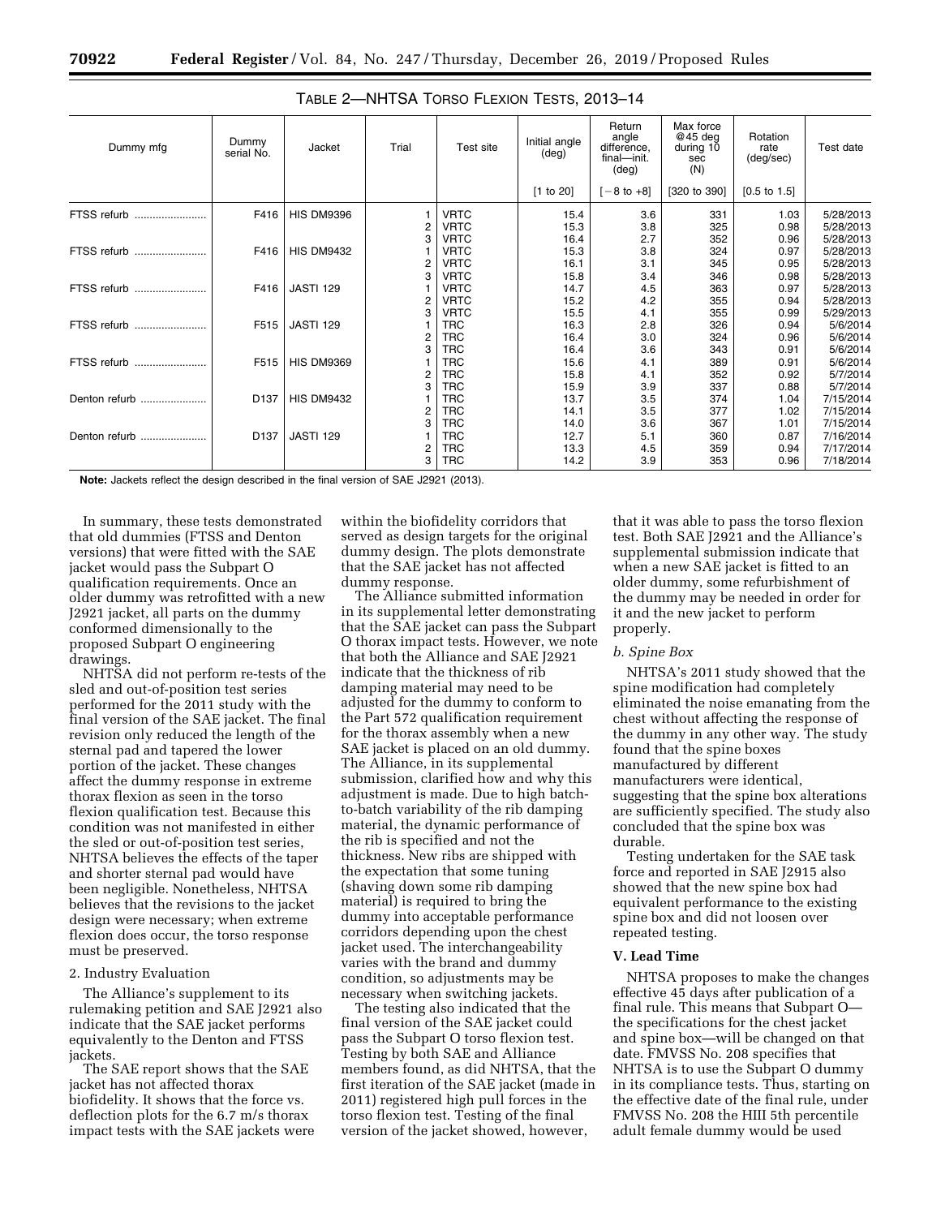TABLE 2—NHTSA TORSO FLEXION TESTS, 2013–14

| Dummy mfg | Dummy serial No. | Jacket | Trial | Test site | Initial angle (deg) | Return angle difference, final—init. (deg) | Max force @45 deg during 10 sec (N) | Rotation rate (deg/sec) | Test date |
|---|---|---|---|---|---|---|---|---|---|
| | | | | | [1 to 20] | [−8 to +8] | [320 to 390] | [0.5 to 1.5] | |
| FTSS refurb | F416 | HIS DM9396 | 1 | VRTC | 15.4 | 3.6 | 331 | 1.03 | 5/28/2013 |
| | | | 2 | VRTC | 15.3 | 3.8 | 325 | 0.98 | 5/28/2013 |
| | | | 3 | VRTC | 16.4 | 2.7 | 352 | 0.96 | 5/28/2013 |
| FTSS refurb | F416 | HIS DM9432 | 1 | VRTC | 15.3 | 3.8 | 324 | 0.97 | 5/28/2013 |
| | | | 2 | VRTC | 16.1 | 3.1 | 345 | 0.95 | 5/28/2013 |
| | | | 3 | VRTC | 15.8 | 3.4 | 346 | 0.98 | 5/28/2013 |
| FTSS refurb | F416 | JASTI 129 | 1 | VRTC | 14.7 | 4.5 | 363 | 0.97 | 5/28/2013 |
| | | | 2 | VRTC | 15.2 | 4.2 | 355 | 0.94 | 5/28/2013 |
| | | | 3 | VRTC | 15.5 | 4.1 | 355 | 0.99 | 5/29/2013 |
| FTSS refurb | F515 | JASTI 129 | 1 | TRC | 16.3 | 2.8 | 326 | 0.94 | 5/6/2014 |
| | | | 2 | TRC | 16.4 | 3.0 | 324 | 0.96 | 5/6/2014 |
| | | | 3 | TRC | 16.4 | 3.6 | 343 | 0.91 | 5/6/2014 |
| FTSS refurb | F515 | HIS DM9369 | 1 | TRC | 15.6 | 4.1 | 389 | 0.91 | 5/6/2014 |
| | | | 2 | TRC | 15.8 | 4.1 | 352 | 0.92 | 5/7/2014 |
| | | | 3 | TRC | 15.9 | 3.9 | 337 | 0.88 | 5/7/2014 |
| Denton refurb | D137 | HIS DM9432 | 1 | TRC | 13.7 | 3.5 | 374 | 1.04 | 7/15/2014 |
| | | | 2 | TRC | 14.1 | 3.5 | 377 | 1.02 | 7/15/2014 |
| | | | 3 | TRC | 14.0 | 3.6 | 367 | 1.01 | 7/15/2014 |
| Denton refurb | D137 | JASTI 129 | 1 | TRC | 12.7 | 5.1 | 360 | 0.87 | 7/16/2014 |
| | | | 2 | TRC | 13.3 | 4.5 | 359 | 0.94 | 7/17/2014 |
| | | | 3 | TRC | 14.2 | 3.9 | 353 | 0.96 | 7/18/2014 |

**Note:** Jackets reflect the design described in the final version of SAE J2921 (2013).

In summary, these tests demonstrated that old dummies (FTSS and Denton versions) that were fitted with the SAE jacket would pass the Subpart O qualification requirements. Once an older dummy was retrofitted with a new J2921 jacket, all parts on the dummy conformed dimensionally to the proposed Subpart O engineering drawings.

NHTSA did not perform re-tests of the sled and out-of-position test series performed for the 2011 study with the final version of the SAE jacket. The final revision only reduced the length of the sternal pad and tapered the lower portion of the jacket. These changes affect the dummy response in extreme thorax flexion as seen in the torso flexion qualification test. Because this condition was not manifested in either the sled or out-of-position test series, NHTSA believes the effects of the taper and shorter sternal pad would have been negligible. Nonetheless, NHTSA believes that the revisions to the jacket design were necessary; when extreme flexion does occur, the torso response must be preserved.

2. Industry Evaluation

The Alliance's supplement to its rulemaking petition and SAE J2921 also indicate that the SAE jacket performs equivalently to the Denton and FTSS jackets.

The SAE report shows that the SAE jacket has not affected thorax biofidelity. It shows that the force vs. deflection plots for the 6.7 m/s thorax impact tests with the SAE jackets were within the biofidelity corridors that served as design targets for the original dummy design. The plots demonstrate that the SAE jacket has not affected dummy response.

The Alliance submitted information in its supplemental letter demonstrating that the SAE jacket can pass the Subpart O thorax impact tests. However, we note that both the Alliance and SAE J2921 indicate that the thickness of rib damping material may need to be adjusted for the dummy to conform to the Part 572 qualification requirement for the thorax assembly when a new SAE jacket is placed on an old dummy. The Alliance, in its supplemental submission, clarified how and why this adjustment is made. Due to high batch-to-batch variability of the rib damping material, the dynamic performance of the rib is specified and not the thickness. New ribs are shipped with the expectation that some tuning (shaving down some rib damping material) is required to bring the dummy into acceptable performance corridors depending upon the chest jacket used. The interchangeability varies with the brand and dummy condition, so adjustments may be necessary when switching jackets.

The testing also indicated that the final version of the SAE jacket could pass the Subpart O torso flexion test. Testing by both SAE and Alliance members found, as did NHTSA, that the first iteration of the SAE jacket (made in 2011) registered high pull forces in the torso flexion test. Testing of the final version of the jacket showed, however, that it was able to pass the torso flexion test. Both SAE J2921 and the Alliance's supplemental submission indicate that when a new SAE jacket is fitted to an older dummy, some refurbishment of the dummy may be needed in order for it and the new jacket to perform properly.

*b. Spine Box*

NHTSA's 2011 study showed that the spine modification had completely eliminated the noise emanating from the chest without affecting the response of the dummy in any other way. The study found that the spine boxes manufactured by different manufacturers were identical, suggesting that the spine box alterations are sufficiently specified. The study also concluded that the spine box was durable.

Testing undertaken for the SAE task force and reported in SAE J2915 also showed that the new spine box had equivalent performance to the existing spine box and did not loosen over repeated testing.

**V. Lead Time**

NHTSA proposes to make the changes effective 45 days after publication of a final rule. This means that Subpart O—the specifications for the chest jacket and spine box—will be changed on that date. FMVSS No. 208 specifies that NHTSA is to use the Subpart O dummy in its compliance tests. Thus, starting on the effective date of the final rule, under FMVSS No. 208 the HIII 5th percentile adult female dummy would be used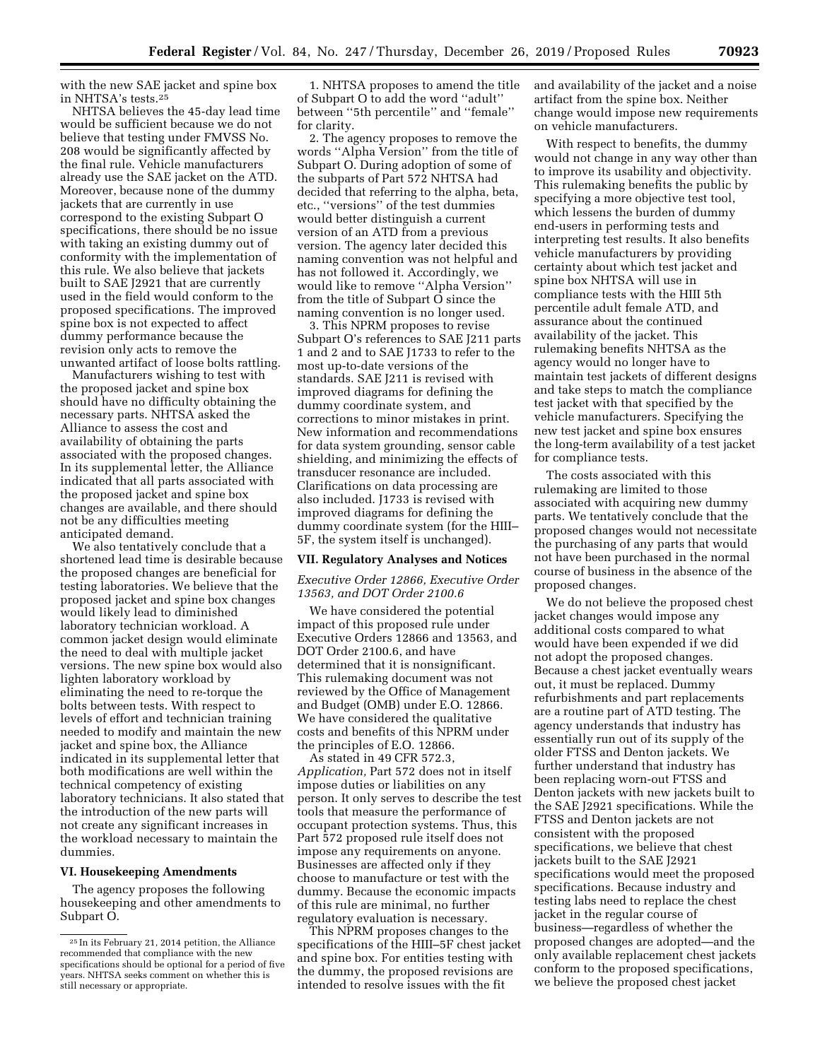with the new SAE jacket and spine box in NHTSA's tests.[25]

NHTSA believes the 45-day lead time would be sufficient because we do not believe that testing under FMVSS No. 208 would be significantly affected by the final rule. Vehicle manufacturers already use the SAE jacket on the ATD. Moreover, because none of the dummy jackets that are currently in use correspond to the existing Subpart O specifications, there should be no issue with taking an existing dummy out of conformity with the implementation of this rule. We also believe that jackets built to SAE J2921 that are currently used in the field would conform to the proposed specifications. The improved spine box is not expected to affect dummy performance because the revision only acts to remove the unwanted artifact of loose bolts rattling.

Manufacturers wishing to test with the proposed jacket and spine box should have no difficulty obtaining the necessary parts. NHTSA asked the Alliance to assess the cost and availability of obtaining the parts associated with the proposed changes. In its supplemental letter, the Alliance indicated that all parts associated with the proposed jacket and spine box changes are available, and there should not be any difficulties meeting anticipated demand.

We also tentatively conclude that a shortened lead time is desirable because the proposed changes are beneficial for testing laboratories. We believe that the proposed jacket and spine box changes would likely lead to diminished laboratory technician workload. A common jacket design would eliminate the need to deal with multiple jacket versions. The new spine box would also lighten laboratory workload by eliminating the need to re-torque the bolts between tests. With respect to levels of effort and technician training needed to modify and maintain the new jacket and spine box, the Alliance indicated in its supplemental letter that both modifications are well within the technical competency of existing laboratory technicians. It also stated that the introduction of the new parts will not create any significant increases in the workload necessary to maintain the dummies.

## VI. Housekeeping Amendments

The agency proposes the following housekeeping and other amendments to Subpart O.

1. NHTSA proposes to amend the title of Subpart O to add the word ''adult'' between ''5th percentile'' and ''female'' for clarity.

2. The agency proposes to remove the words ''Alpha Version'' from the title of Subpart O. During adoption of some of the subparts of Part 572 NHTSA had decided that referring to the alpha, beta, etc., ''versions'' of the test dummies would better distinguish a current version of an ATD from a previous version. The agency later decided this naming convention was not helpful and has not followed it. Accordingly, we would like to remove ''Alpha Version'' from the title of Subpart O since the naming convention is no longer used.

3. This NPRM proposes to revise Subpart O's references to SAE J211 parts 1 and 2 and to SAE J1733 to refer to the most up-to-date versions of the standards. SAE J211 is revised with improved diagrams for defining the dummy coordinate system, and corrections to minor mistakes in print. New information and recommendations for data system grounding, sensor cable shielding, and minimizing the effects of transducer resonance are included. Clarifications on data processing are also included. J1733 is revised with improved diagrams for defining the dummy coordinate system (for the HIII–5F, the system itself is unchanged).

## VII. Regulatory Analyses and Notices

### *Executive Order 12866, Executive Order 13563, and DOT Order 2100.6*

We have considered the potential impact of this proposed rule under Executive Orders 12866 and 13563, and DOT Order 2100.6, and have determined that it is nonsignificant. This rulemaking document was not reviewed by the Office of Management and Budget (OMB) under E.O. 12866. We have considered the qualitative costs and benefits of this NPRM under the principles of E.O. 12866.

As stated in 49 CFR 572.3, *Application,* Part 572 does not in itself impose duties or liabilities on any person. It only serves to describe the test tools that measure the performance of occupant protection systems. Thus, this Part 572 proposed rule itself does not impose any requirements on anyone. Businesses are affected only if they choose to manufacture or test with the dummy. Because the economic impacts of this rule are minimal, no further regulatory evaluation is necessary.

This NPRM proposes changes to the specifications of the HIII–5F chest jacket and spine box. For entities testing with the dummy, the proposed revisions are intended to resolve issues with the fit and availability of the jacket and a noise artifact from the spine box. Neither change would impose new requirements on vehicle manufacturers.

With respect to benefits, the dummy would not change in any way other than to improve its usability and objectivity. This rulemaking benefits the public by specifying a more objective test tool, which lessens the burden of dummy end-users in performing tests and interpreting test results. It also benefits vehicle manufacturers by providing certainty about which test jacket and spine box NHTSA will use in compliance tests with the HIII 5th percentile adult female ATD, and assurance about the continued availability of the jacket. This rulemaking benefits NHTSA as the agency would no longer have to maintain test jackets of different designs and take steps to match the compliance test jacket with that specified by the vehicle manufacturers. Specifying the new test jacket and spine box ensures the long-term availability of a test jacket for compliance tests.

The costs associated with this rulemaking are limited to those associated with acquiring new dummy parts. We tentatively conclude that the proposed changes would not necessitate the purchasing of any parts that would not have been purchased in the normal course of business in the absence of the proposed changes.

We do not believe the proposed chest jacket changes would impose any additional costs compared to what would have been expended if we did not adopt the proposed changes. Because a chest jacket eventually wears out, it must be replaced. Dummy refurbishments and part replacements are a routine part of ATD testing. The agency understands that industry has essentially run out of its supply of the older FTSS and Denton jackets. We further understand that industry has been replacing worn-out FTSS and Denton jackets with new jackets built to the SAE J2921 specifications. While the FTSS and Denton jackets are not consistent with the proposed specifications, we believe that chest jackets built to the SAE J2921 specifications would meet the proposed specifications. Because industry and testing labs need to replace the chest jacket in the regular course of business—regardless of whether the proposed changes are adopted—and the only available replacement chest jackets conform to the proposed specifications, we believe the proposed chest jacket

[25] In its February 21, 2014 petition, the Alliance recommended that compliance with the new specifications should be optional for a period of five years. NHTSA seeks comment on whether this is still necessary or appropriate.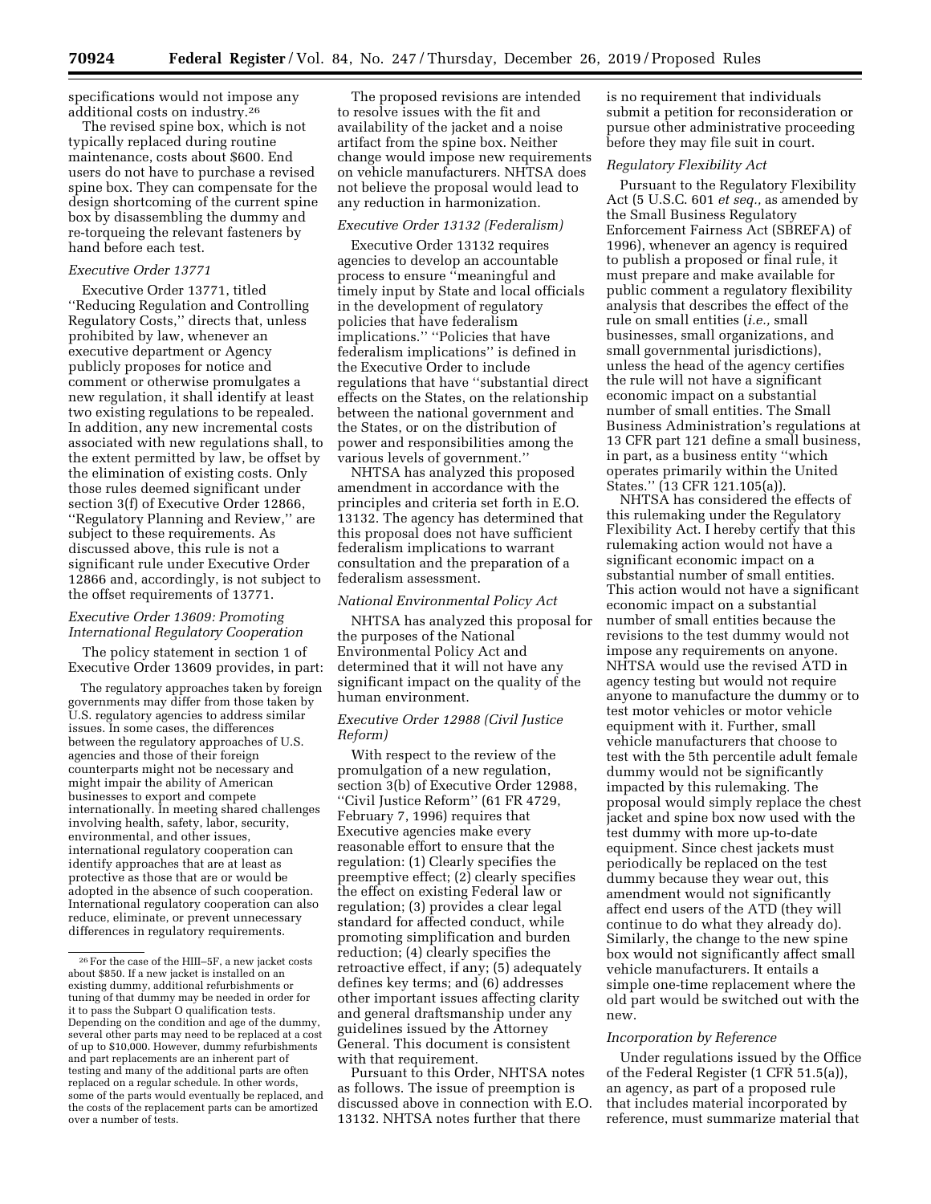specifications would not impose any additional costs on industry.[26]

The revised spine box, which is not typically replaced during routine maintenance, costs about $600. End users do not have to purchase a revised spine box. They can compensate for the design shortcoming of the current spine box by disassembling the dummy and re-torqueing the relevant fasteners by hand before each test.

### *Executive Order 13771*

Executive Order 13771, titled ''Reducing Regulation and Controlling Regulatory Costs,'' directs that, unless prohibited by law, whenever an executive department or Agency publicly proposes for notice and comment or otherwise promulgates a new regulation, it shall identify at least two existing regulations to be repealed. In addition, any new incremental costs associated with new regulations shall, to the extent permitted by law, be offset by the elimination of existing costs. Only those rules deemed significant under section 3(f) of Executive Order 12866, ''Regulatory Planning and Review,'' are subject to these requirements. As discussed above, this rule is not a significant rule under Executive Order 12866 and, accordingly, is not subject to the offset requirements of 13771.

### *Executive Order 13609: Promoting International Regulatory Cooperation*

The policy statement in section 1 of Executive Order 13609 provides, in part:

> The regulatory approaches taken by foreign governments may differ from those taken by U.S. regulatory agencies to address similar issues. In some cases, the differences between the regulatory approaches of U.S. agencies and those of their foreign counterparts might not be necessary and might impair the ability of American businesses to export and compete internationally. In meeting shared challenges involving health, safety, labor, security, environmental, and other issues, international regulatory cooperation can identify approaches that are at least as protective as those that are or would be adopted in the absence of such cooperation. International regulatory cooperation can also reduce, eliminate, or prevent unnecessary differences in regulatory requirements.

The proposed revisions are intended to resolve issues with the fit and availability of the jacket and a noise artifact from the spine box. Neither change would impose new requirements on vehicle manufacturers. NHTSA does not believe the proposal would lead to any reduction in harmonization.

### *Executive Order 13132 (Federalism)*

Executive Order 13132 requires agencies to develop an accountable process to ensure ''meaningful and timely input by State and local officials in the development of regulatory policies that have federalism implications.'' ''Policies that have federalism implications'' is defined in the Executive Order to include regulations that have ''substantial direct effects on the States, on the relationship between the national government and the States, or on the distribution of power and responsibilities among the various levels of government.''

NHTSA has analyzed this proposed amendment in accordance with the principles and criteria set forth in E.O. 13132. The agency has determined that this proposal does not have sufficient federalism implications to warrant consultation and the preparation of a federalism assessment.

### *National Environmental Policy Act*

NHTSA has analyzed this proposal for the purposes of the National Environmental Policy Act and determined that it will not have any significant impact on the quality of the human environment.

### *Executive Order 12988 (Civil Justice Reform)*

With respect to the review of the promulgation of a new regulation, section 3(b) of Executive Order 12988, ''Civil Justice Reform'' (61 FR 4729, February 7, 1996) requires that Executive agencies make every reasonable effort to ensure that the regulation: (1) Clearly specifies the preemptive effect; (2) clearly specifies the effect on existing Federal law or regulation; (3) provides a clear legal standard for affected conduct, while promoting simplification and burden reduction; (4) clearly specifies the retroactive effect, if any; (5) adequately defines key terms; and (6) addresses other important issues affecting clarity and general draftsmanship under any guidelines issued by the Attorney General. This document is consistent with that requirement.

Pursuant to this Order, NHTSA notes as follows. The issue of preemption is discussed above in connection with E.O. 13132. NHTSA notes further that there is no requirement that individuals submit a petition for reconsideration or pursue other administrative proceeding before they may file suit in court.

### *Regulatory Flexibility Act*

Pursuant to the Regulatory Flexibility Act (5 U.S.C. 601 *et seq.,* as amended by the Small Business Regulatory Enforcement Fairness Act (SBREFA) of 1996), whenever an agency is required to publish a proposed or final rule, it must prepare and make available for public comment a regulatory flexibility analysis that describes the effect of the rule on small entities (*i.e.,* small businesses, small organizations, and small governmental jurisdictions), unless the head of the agency certifies the rule will not have a significant economic impact on a substantial number of small entities. The Small Business Administration's regulations at 13 CFR part 121 define a small business, in part, as a business entity ''which operates primarily within the United States.'' (13 CFR 121.105(a)).

NHTSA has considered the effects of this rulemaking under the Regulatory Flexibility Act. I hereby certify that this rulemaking action would not have a significant economic impact on a substantial number of small entities. This action would not have a significant economic impact on a substantial number of small entities because the revisions to the test dummy would not impose any requirements on anyone. NHTSA would use the revised ATD in agency testing but would not require anyone to manufacture the dummy or to test motor vehicles or motor vehicle equipment with it. Further, small vehicle manufacturers that choose to test with the 5th percentile adult female dummy would not be significantly impacted by this rulemaking. The proposal would simply replace the chest jacket and spine box now used with the test dummy with more up-to-date equipment. Since chest jackets must periodically be replaced on the test dummy because they wear out, this amendment would not significantly affect end users of the ATD (they will continue to do what they already do). Similarly, the change to the new spine box would not significantly affect small vehicle manufacturers. It entails a simple one-time replacement where the old part would be switched out with the new.

### *Incorporation by Reference*

Under regulations issued by the Office of the Federal Register (1 CFR 51.5(a)), an agency, as part of a proposed rule that includes material incorporated by reference, must summarize material that

---

[26] For the case of the HIII–5F, a new jacket costs about $850. If a new jacket is installed on an existing dummy, additional refurbishments or tuning of that dummy may be needed in order for it to pass the Subpart O qualification tests. Depending on the condition and age of the dummy, several other parts may need to be replaced at a cost of up to $10,000. However, dummy refurbishments and part replacements are an inherent part of testing and many of the additional parts are often replaced on a regular schedule. In other words, some of the parts would eventually be replaced, and the costs of the replacement parts can be amortized over a number of tests.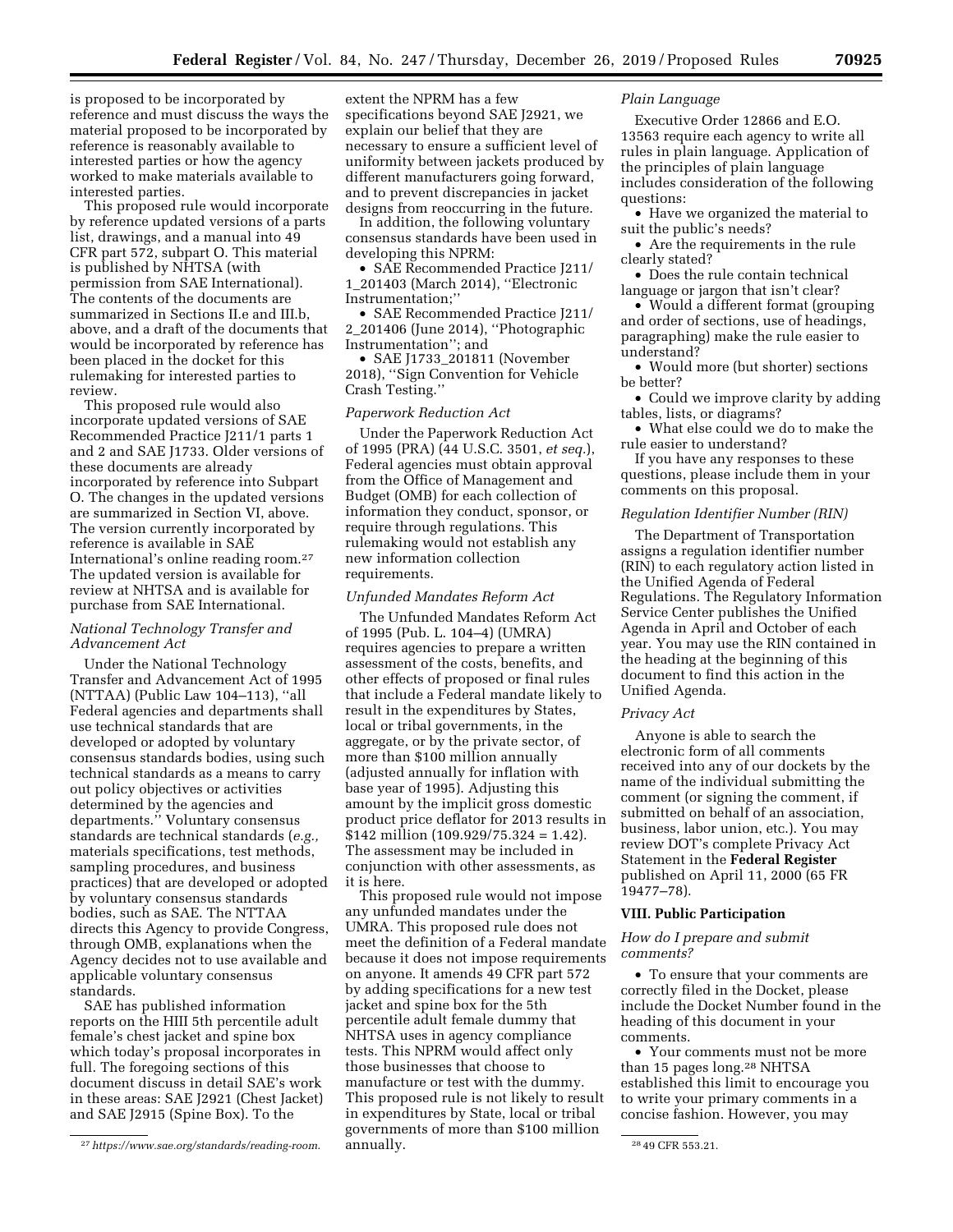is proposed to be incorporated by reference and must discuss the ways the material proposed to be incorporated by reference is reasonably available to interested parties or how the agency worked to make materials available to interested parties.

This proposed rule would incorporate by reference updated versions of a parts list, drawings, and a manual into 49 CFR part 572, subpart O. This material is published by NHTSA (with permission from SAE International). The contents of the documents are summarized in Sections II.e and III.b, above, and a draft of the documents that would be incorporated by reference has been placed in the docket for this rulemaking for interested parties to review.

This proposed rule would also incorporate updated versions of SAE Recommended Practice J211/1 parts 1 and 2 and SAE J1733. Older versions of these documents are already incorporated by reference into Subpart O. The changes in the updated versions are summarized in Section VI, above. The version currently incorporated by reference is available in SAE International's online reading room.[27] The updated version is available for review at NHTSA and is available for purchase from SAE International.

*National Technology Transfer and Advancement Act*

Under the National Technology Transfer and Advancement Act of 1995 (NTTAA) (Public Law 104–113), ''all Federal agencies and departments shall use technical standards that are developed or adopted by voluntary consensus standards bodies, using such technical standards as a means to carry out policy objectives or activities determined by the agencies and departments.'' Voluntary consensus standards are technical standards (*e.g.,* materials specifications, test methods, sampling procedures, and business practices) that are developed or adopted by voluntary consensus standards bodies, such as SAE. The NTTAA directs this Agency to provide Congress, through OMB, explanations when the Agency decides not to use available and applicable voluntary consensus standards.

SAE has published information reports on the HIII 5th percentile adult female's chest jacket and spine box which today's proposal incorporates in full. The foregoing sections of this document discuss in detail SAE's work in these areas: SAE J2921 (Chest Jacket) and SAE J2915 (Spine Box). To the extent the NPRM has a few specifications beyond SAE J2921, we explain our belief that they are necessary to ensure a sufficient level of uniformity between jackets produced by different manufacturers going forward, and to prevent discrepancies in jacket designs from reoccurring in the future.

In addition, the following voluntary consensus standards have been used in developing this NPRM:

- SAE Recommended Practice J211/1_201403 (March 2014), ''Electronic Instrumentation;''
- SAE Recommended Practice J211/2_201406 (June 2014), ''Photographic Instrumentation''; and
- SAE J1733_201811 (November 2018), ''Sign Convention for Vehicle Crash Testing.''

*Paperwork Reduction Act*

Under the Paperwork Reduction Act of 1995 (PRA) (44 U.S.C. 3501, *et seq.*), Federal agencies must obtain approval from the Office of Management and Budget (OMB) for each collection of information they conduct, sponsor, or require through regulations. This rulemaking would not establish any new information collection requirements.

*Unfunded Mandates Reform Act*

The Unfunded Mandates Reform Act of 1995 (Pub. L. 104–4) (UMRA) requires agencies to prepare a written assessment of the costs, benefits, and other effects of proposed or final rules that include a Federal mandate likely to result in the expenditures by States, local or tribal governments, in the aggregate, or by the private sector, of more than $100 million annually (adjusted annually for inflation with base year of 1995). Adjusting this amount by the implicit gross domestic product price deflator for 2013 results in $142 million (109.929/75.324 = 1.42). The assessment may be included in conjunction with other assessments, as it is here.

This proposed rule would not impose any unfunded mandates under the UMRA. This proposed rule does not meet the definition of a Federal mandate because it does not impose requirements on anyone. It amends 49 CFR part 572 by adding specifications for a new test jacket and spine box for the 5th percentile adult female dummy that NHTSA uses in agency compliance tests. This NPRM would affect only those businesses that choose to manufacture or test with the dummy. This proposed rule is not likely to result in expenditures by State, local or tribal governments of more than $100 million annually.

*Plain Language*

Executive Order 12866 and E.O. 13563 require each agency to write all rules in plain language. Application of the principles of plain language includes consideration of the following questions:

- Have we organized the material to suit the public's needs?
- Are the requirements in the rule clearly stated?
- Does the rule contain technical language or jargon that isn't clear?
- Would a different format (grouping and order of sections, use of headings, paragraphing) make the rule easier to understand?
- Would more (but shorter) sections be better?
- Could we improve clarity by adding tables, lists, or diagrams?
- What else could we do to make the rule easier to understand?

If you have any responses to these questions, please include them in your comments on this proposal.

*Regulation Identifier Number (RIN)*

The Department of Transportation assigns a regulation identifier number (RIN) to each regulatory action listed in the Unified Agenda of Federal Regulations. The Regulatory Information Service Center publishes the Unified Agenda in April and October of each year. You may use the RIN contained in the heading at the beginning of this document to find this action in the Unified Agenda.

*Privacy Act*

Anyone is able to search the electronic form of all comments received into any of our dockets by the name of the individual submitting the comment (or signing the comment, if submitted on behalf of an association, business, labor union, etc.). You may review DOT's complete Privacy Act Statement in the **Federal Register** published on April 11, 2000 (65 FR 19477–78).

## VIII. Public Participation

*How do I prepare and submit comments?*

- To ensure that your comments are correctly filed in the Docket, please include the Docket Number found in the heading of this document in your comments.
- Your comments must not be more than 15 pages long.[28] NHTSA established this limit to encourage you to write your primary comments in a concise fashion. However, you may

[27] *https://www.sae.org/standards/reading-room.*

[28] 49 CFR 553.21.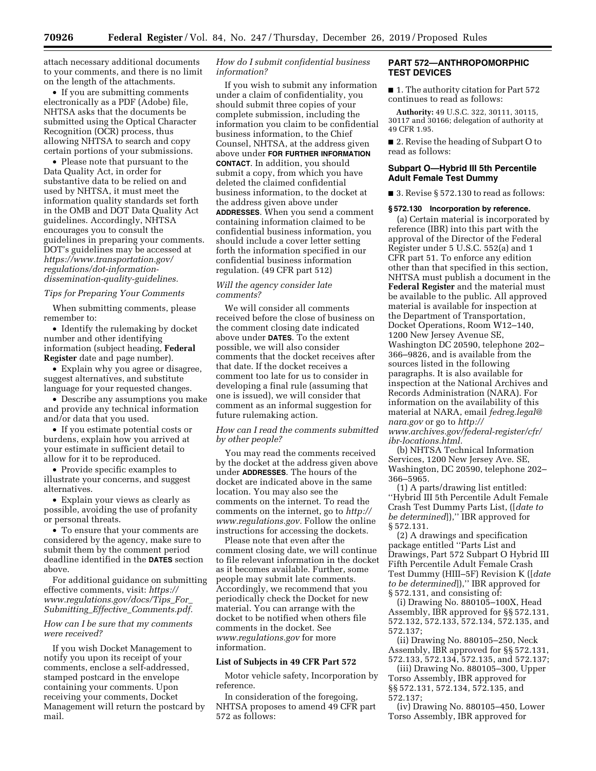attach necessary additional documents to your comments, and there is no limit on the length of the attachments.

• If you are submitting comments electronically as a PDF (Adobe) file, NHTSA asks that the documents be submitted using the Optical Character Recognition (OCR) process, thus allowing NHTSA to search and copy certain portions of your submissions.

• Please note that pursuant to the Data Quality Act, in order for substantive data to be relied on and used by NHTSA, it must meet the information quality standards set forth in the OMB and DOT Data Quality Act guidelines. Accordingly, NHTSA encourages you to consult the guidelines in preparing your comments. DOT's guidelines may be accessed at *https://www.transportation.gov/regulations/dot-information-dissemination-quality-guidelines.*

*Tips for Preparing Your Comments*

When submitting comments, please remember to:

• Identify the rulemaking by docket number and other identifying information (subject heading, **Federal Register** date and page number).

• Explain why you agree or disagree, suggest alternatives, and substitute language for your requested changes.

• Describe any assumptions you make and provide any technical information and/or data that you used.

• If you estimate potential costs or burdens, explain how you arrived at your estimate in sufficient detail to allow for it to be reproduced.

• Provide specific examples to illustrate your concerns, and suggest alternatives.

• Explain your views as clearly as possible, avoiding the use of profanity or personal threats.

• To ensure that your comments are considered by the agency, make sure to submit them by the comment period deadline identified in the **DATES** section above.

For additional guidance on submitting effective comments, visit: *https://www.regulations.gov/docs/Tips_For_Submitting_Effective_Comments.pdf.*

*How can I be sure that my comments were received?*

If you wish Docket Management to notify you upon its receipt of your comments, enclose a self-addressed, stamped postcard in the envelope containing your comments. Upon receiving your comments, Docket Management will return the postcard by mail.

*How do I submit confidential business information?*

If you wish to submit any information under a claim of confidentiality, you should submit three copies of your complete submission, including the information you claim to be confidential business information, to the Chief Counsel, NHTSA, at the address given above under **FOR FURTHER INFORMATION CONTACT**. In addition, you should submit a copy, from which you have deleted the claimed confidential business information, to the docket at the address given above under **ADDRESSES**. When you send a comment containing information claimed to be confidential business information, you should include a cover letter setting forth the information specified in our confidential business information regulation. (49 CFR part 512)

*Will the agency consider late comments?*

We will consider all comments received before the close of business on the comment closing date indicated above under **DATES**. To the extent possible, we will also consider comments that the docket receives after that date. If the docket receives a comment too late for us to consider in developing a final rule (assuming that one is issued), we will consider that comment as an informal suggestion for future rulemaking action.

*How can I read the comments submitted by other people?*

You may read the comments received by the docket at the address given above under **ADDRESSES**. The hours of the docket are indicated above in the same location. You may also see the comments on the internet. To read the comments on the internet, go to *http://www.regulations.gov.* Follow the online instructions for accessing the dockets.

Please note that even after the comment closing date, we will continue to file relevant information in the docket as it becomes available. Further, some people may submit late comments. Accordingly, we recommend that you periodically check the Docket for new material. You can arrange with the docket to be notified when others file comments in the docket. See *www.regulations.gov* for more information.

**List of Subjects in 49 CFR Part 572**

Motor vehicle safety, Incorporation by reference.

In consideration of the foregoing, NHTSA proposes to amend 49 CFR part 572 as follows:

## PART 572—ANTHROPOMORPHIC TEST DEVICES

■ 1. The authority citation for Part 572 continues to read as follows:

**Authority:** 49 U.S.C. 322, 30111, 30115, 30117 and 30166; delegation of authority at 49 CFR 1.95.

■ 2. Revise the heading of Subpart O to read as follows:

### Subpart O—Hybrid III 5th Percentile Adult Female Test Dummy

■ 3. Revise § 572.130 to read as follows:

**§ 572.130 Incorporation by reference.**

(a) Certain material is incorporated by reference (IBR) into this part with the approval of the Director of the Federal Register under 5 U.S.C. 552(a) and 1 CFR part 51. To enforce any edition other than that specified in this section, NHTSA must publish a document in the **Federal Register** and the material must be available to the public. All approved material is available for inspection at the Department of Transportation, Docket Operations, Room W12–140, 1200 New Jersey Avenue SE, Washington DC 20590, telephone 202–366–9826, and is available from the sources listed in the following paragraphs. It is also available for inspection at the National Archives and Records Administration (NARA). For information on the availability of this material at NARA, email *fedreg.legal@nara.gov* or go to *http://www.archives.gov/federal-register/cfr/ibr-locations.html.*

(b) NHTSA Technical Information Services, 1200 New Jersey Ave. SE, Washington, DC 20590, telephone 202–366–5965.

(1) A parts/drawing list entitled: ''Hybrid III 5th Percentile Adult Female Crash Test Dummy Parts List, ([*date to be determined*]),'' IBR approved for § 572.131.

(2) A drawings and specification package entitled ''Parts List and Drawings, Part 572 Subpart O Hybrid III Fifth Percentile Adult Female Crash Test Dummy (HIII–5F) Revision K ([*date to be determined*]),'' IBR approved for § 572.131, and consisting of:

(i) Drawing No. 880105–100X, Head Assembly, IBR approved for §§ 572.131, 572.132, 572.133, 572.134, 572.135, and 572.137;

(ii) Drawing No. 880105–250, Neck Assembly, IBR approved for §§ 572.131, 572.133, 572.134, 572.135, and 572.137;

(iii) Drawing No. 880105–300, Upper Torso Assembly, IBR approved for §§ 572.131, 572.134, 572.135, and 572.137;

(iv) Drawing No. 880105–450, Lower Torso Assembly, IBR approved for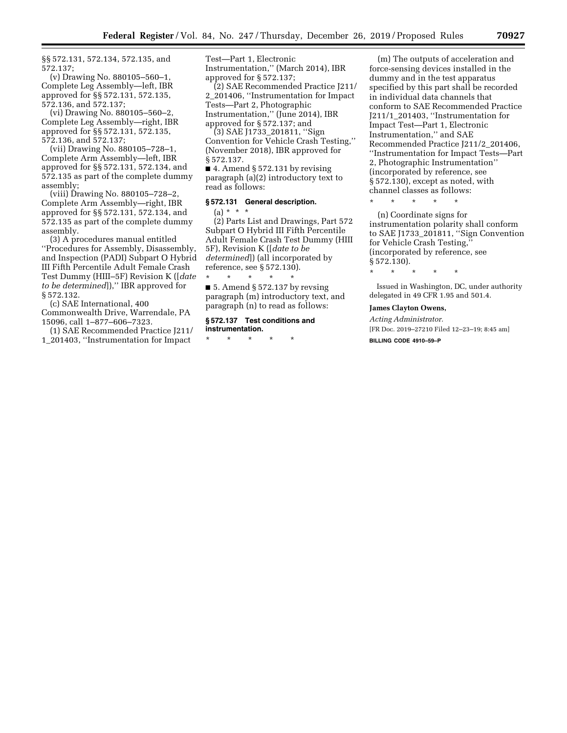§§ 572.131, 572.134, 572.135, and 572.137;

(v) Drawing No. 880105–560–1, Complete Leg Assembly—left, IBR approved for §§ 572.131, 572.135, 572.136, and 572.137;

(vi) Drawing No. 880105–560–2, Complete Leg Assembly—right, IBR approved for §§ 572.131, 572.135, 572.136, and 572.137;

(vii) Drawing No. 880105–728–1, Complete Arm Assembly—left, IBR approved for §§ 572.131, 572.134, and 572.135 as part of the complete dummy assembly;

(viii) Drawing No. 880105–728–2, Complete Arm Assembly—right, IBR approved for §§ 572.131, 572.134, and 572.135 as part of the complete dummy assembly.

(3) A procedures manual entitled ''Procedures for Assembly, Disassembly, and Inspection (PADI) Subpart O Hybrid III Fifth Percentile Adult Female Crash Test Dummy (HIII–5F) Revision K ([*date to be determined*]),'' IBR approved for § 572.132.

(c) SAE International, 400 Commonwealth Drive, Warrendale, PA 15096, call 1–877–606–7323.

(1) SAE Recommended Practice J211/1_201403, ''Instrumentation for Impact Test—Part 1, Electronic Instrumentation,'' (March 2014), IBR approved for § 572.137;

(2) SAE Recommended Practice J211/2_201406, ''Instrumentation for Impact Tests—Part 2, Photographic Instrumentation,'' (June 2014), IBR approved for § 572.137; and

(3) SAE J1733_201811, ''Sign Convention for Vehicle Crash Testing,'' (November 2018), IBR approved for § 572.137.

■ 4. Amend § 572.131 by revising paragraph (a)(2) introductory text to read as follows:

**§ 572.131 General description.**

(a) * * *

(2) Parts List and Drawings, Part 572 Subpart O Hybrid III Fifth Percentile Adult Female Crash Test Dummy (HIII 5F), Revision K ([*date to be determined*]) (all incorporated by reference, see § 572.130).

\* \* \* \* \*

■ 5. Amend § 572.137 by revsing paragraph (m) introductory text, and paragraph (n) to read as follows:

**§ 572.137 Test conditions and instrumentation.**

\* \* \* \* \*

(m) The outputs of acceleration and force-sensing devices installed in the dummy and in the test apparatus specified by this part shall be recorded in individual data channels that conform to SAE Recommended Practice J211/1_201403, ''Instrumentation for Impact Test—Part 1, Electronic Instrumentation,'' and SAE Recommended Practice J211/2_201406, ''Instrumentation for Impact Tests—Part 2, Photographic Instrumentation'' (incorporated by reference, see § 572.130), except as noted, with channel classes as follows:

\* \* \* \* \*

(n) Coordinate signs for instrumentation polarity shall conform to SAE J1733_201811, ''Sign Convention for Vehicle Crash Testing,'' (incorporated by reference, see § 572.130).

\* \* \* \* \*

Issued in Washington, DC, under authority delegated in 49 CFR 1.95 and 501.4.

**James Clayton Owens,**

*Acting Administrator.*

[FR Doc. 2019–27210 Filed 12–23–19; 8:45 am]

**BILLING CODE 4910–59–P**